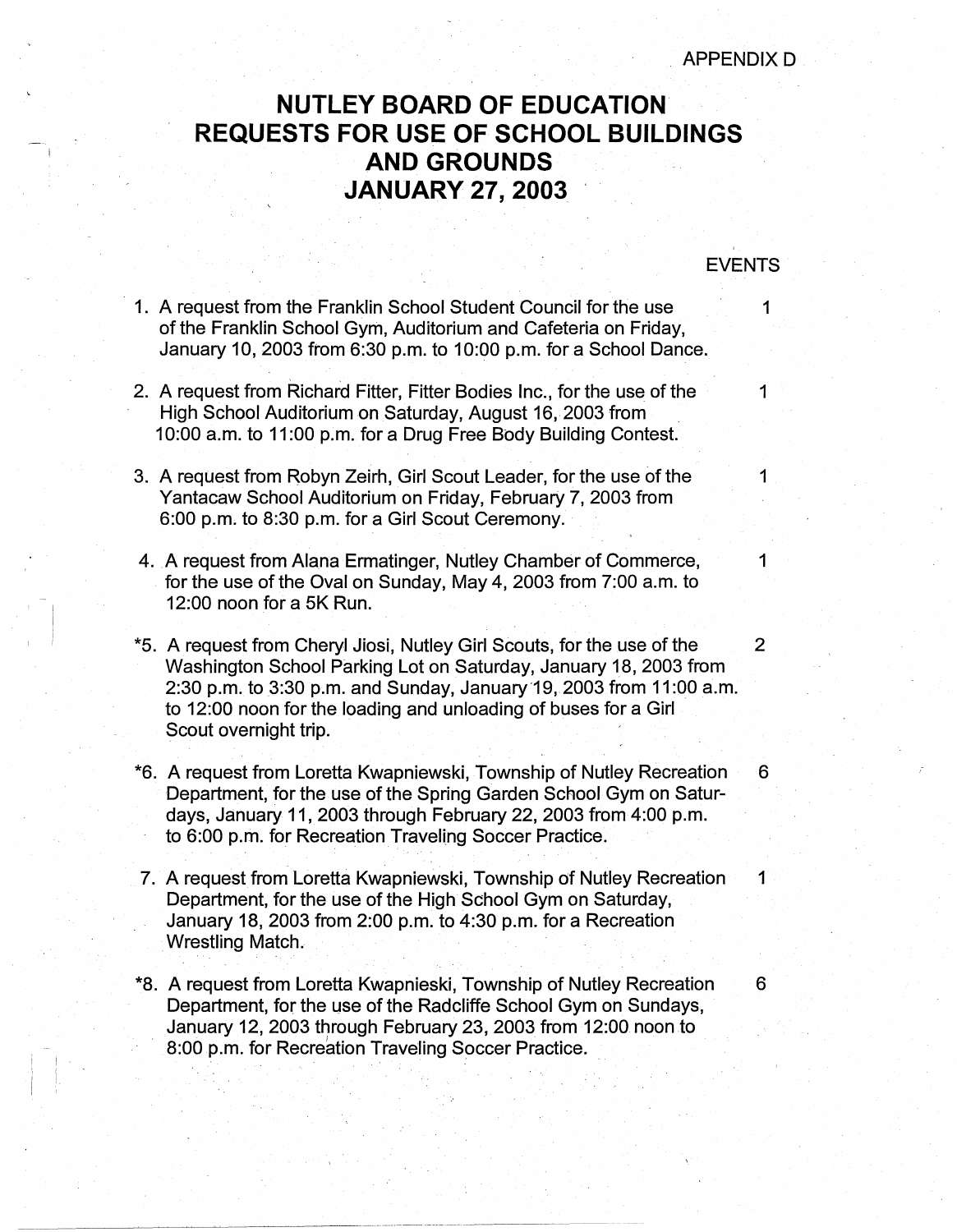APPENDIX D

# NUTLEY BOARD OF EDUCATION
# REQUESTS FOR USE OF SCHOOL BUILDINGS AND GROUNDS
# JANUARY 27, 2003

| | EVENTS |
|---|---|
| 1. A request from the Franklin School Student Council for the use of the Franklin School Gym, Auditorium and Cafeteria on Friday, January 10, 2003 from 6:30 p.m. to 10:00 p.m. for a School Dance. | 1 |
| 2. A request from Richard Fitter, Fitter Bodies Inc., for the use of the High School Auditorium on Saturday, August 16, 2003 from 10:00 a.m. to 11:00 p.m. for a Drug Free Body Building Contest. | 1 |
| 3. A request from Robyn Zeirh, Girl Scout Leader, for the use of the Yantacaw School Auditorium on Friday, February 7, 2003 from 6:00 p.m. to 8:30 p.m. for a Girl Scout Ceremony. | 1 |
| 4. A request from Alana Ermatinger, Nutley Chamber of Commerce, for the use of the Oval on Sunday, May 4, 2003 from 7:00 a.m. to 12:00 noon for a 5K Run. | 1 |
| *5. A request from Cheryl Jiosi, Nutley Girl Scouts, for the use of the Washington School Parking Lot on Saturday, January 18, 2003 from 2:30 p.m. to 3:30 p.m. and Sunday, January 19, 2003 from 11:00 a.m. to 12:00 noon for the loading and unloading of buses for a Girl Scout overnight trip. | 2 |
| *6. A request from Loretta Kwapniewski, Township of Nutley Recreation Department, for the use of the Spring Garden School Gym on Saturdays, January 11, 2003 through February 22, 2003 from 4:00 p.m. to 6:00 p.m. for Recreation Traveling Soccer Practice. | 6 |
| 7. A request from Loretta Kwapniewski, Township of Nutley Recreation Department, for the use of the High School Gym on Saturday, January 18, 2003 from 2:00 p.m. to 4:30 p.m. for a Recreation Wrestling Match. | 1 |
| *8. A request from Loretta Kwapnieski, Township of Nutley Recreation Department, for the use of the Radcliffe School Gym on Sundays, January 12, 2003 through February 23, 2003 from 12:00 noon to 8:00 p.m. for Recreation Traveling Soccer Practice. | 6 |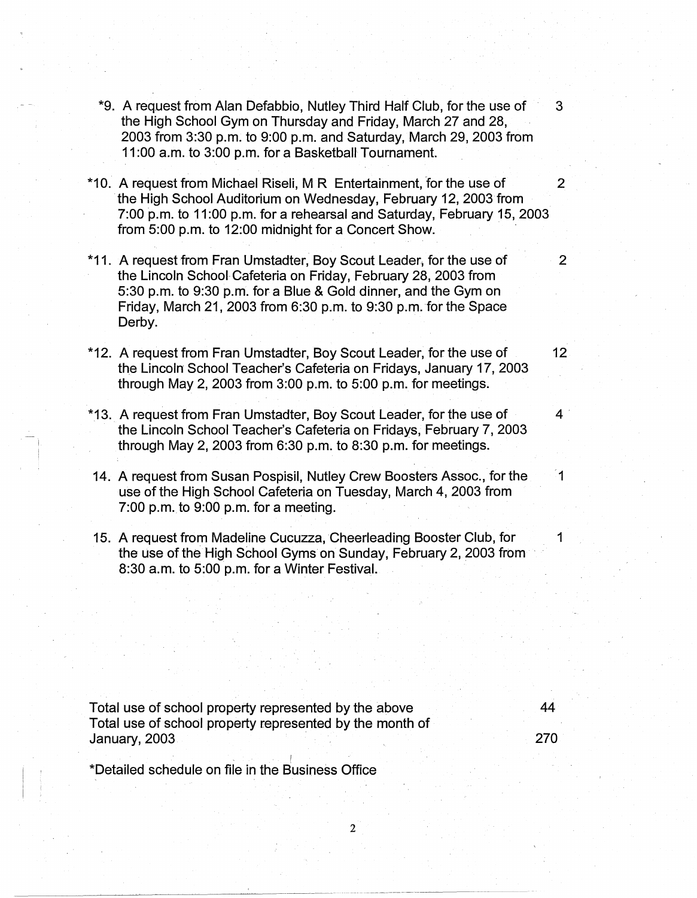*9. A request from Alan Defabbio, Nutley Third Half Club, for the use of the High School Gym on Thursday and Friday, March 27 and 28, 2003 from 3:30 p.m. to 9:00 p.m. and Saturday, March 29, 2003 from 11:00 a.m. to 3:00 p.m. for a Basketball Tournament. — 3

*10. A request from Michael Riseli, M R Entertainment, for the use of the High School Auditorium on Wednesday, February 12, 2003 from 7:00 p.m. to 11:00 p.m. for a rehearsal and Saturday, February 15, 2003 from 5:00 p.m. to 12:00 midnight for a Concert Show. — 2

*11. A request from Fran Umstadter, Boy Scout Leader, for the use of the Lincoln School Cafeteria on Friday, February 28, 2003 from 5:30 p.m. to 9:30 p.m. for a Blue & Gold dinner, and the Gym on Friday, March 21, 2003 from 6:30 p.m. to 9:30 p.m. for the Space Derby. — 2

*12. A request from Fran Umstadter, Boy Scout Leader, for the use of the Lincoln School Teacher's Cafeteria on Fridays, January 17, 2003 through May 2, 2003 from 3:00 p.m. to 5:00 p.m. for meetings. — 12

*13. A request from Fran Umstadter, Boy Scout Leader, for the use of the Lincoln School Teacher's Cafeteria on Fridays, February 7, 2003 through May 2, 2003 from 6:30 p.m. to 8:30 p.m. for meetings. — 4

14. A request from Susan Pospisil, Nutley Crew Boosters Assoc., for the use of the High School Cafeteria on Tuesday, March 4, 2003 from 7:00 p.m. to 9:00 p.m. for a meeting. — 1

15. A request from Madeline Cucuzza, Cheerleading Booster Club, for the use of the High School Gyms on Sunday, February 2, 2003 from 8:30 a.m. to 5:00 p.m. for a Winter Festival. — 1

| | |
|---|---|
| Total use of school property represented by the above | 44 |
| Total use of school property represented by the month of January, 2003 | 270 |

*Detailed schedule on file in the Business Office